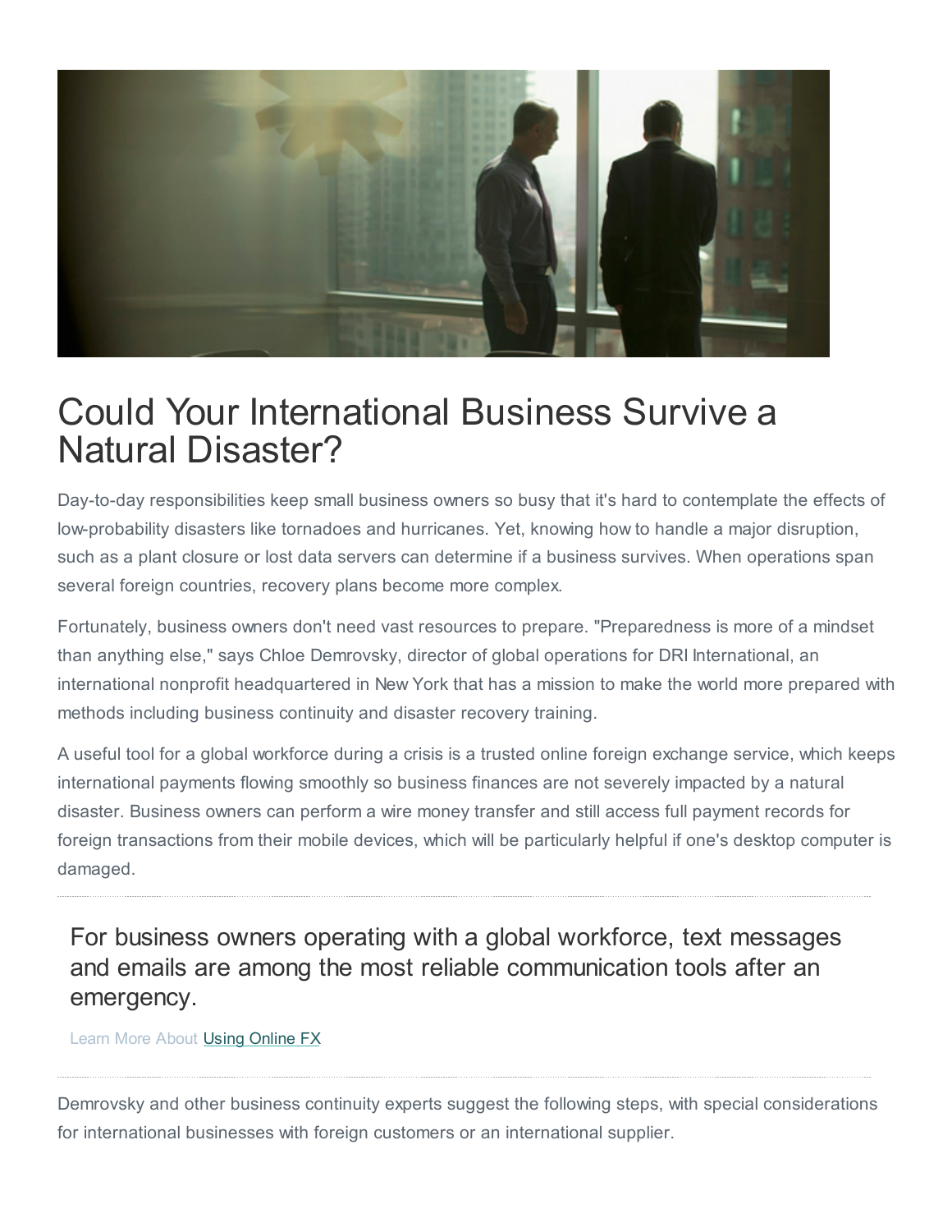# Could Your International Business Survive a Natural Disaster?

Day-to-day responsibilities keep small business owners so busy that it's hard to contemplate the effects of low-probability disasters like tornadoes and hurricanes. Yet, knowing how to handle a major disruption, such as a plant closure or lost data servers can determine if a business survives. When operations span several foreign countries, recovery plans become more complex.

Fortunately, business owners don't need vast resources to prepare. "Preparedness is more of a mindset than anything else," says Chloe Demrovsky, director of global operations for DRI International, an international nonprofit headquartered in New York that has a mission to make the world more prepared with methods including business continuity and disaster recovery training.

A useful tool for a global workforce during a crisis is a trusted online foreign exchange service, which keeps international payments flowing smoothly so business finances are not severely impacted by a natural disaster. Business owners can perform a wire money transfer and still access full payment records for foreign transactions from their mobile devices, which will be particularly helpful if one's desktop computer is damaged.

---

> For business owners operating with a global workforce, text messages and emails are among the most reliable communication tools after an emergency.

Learn More About Using Online FX

---

Demrovsky and other business continuity experts suggest the following steps, with special considerations for international businesses with foreign customers or an international supplier.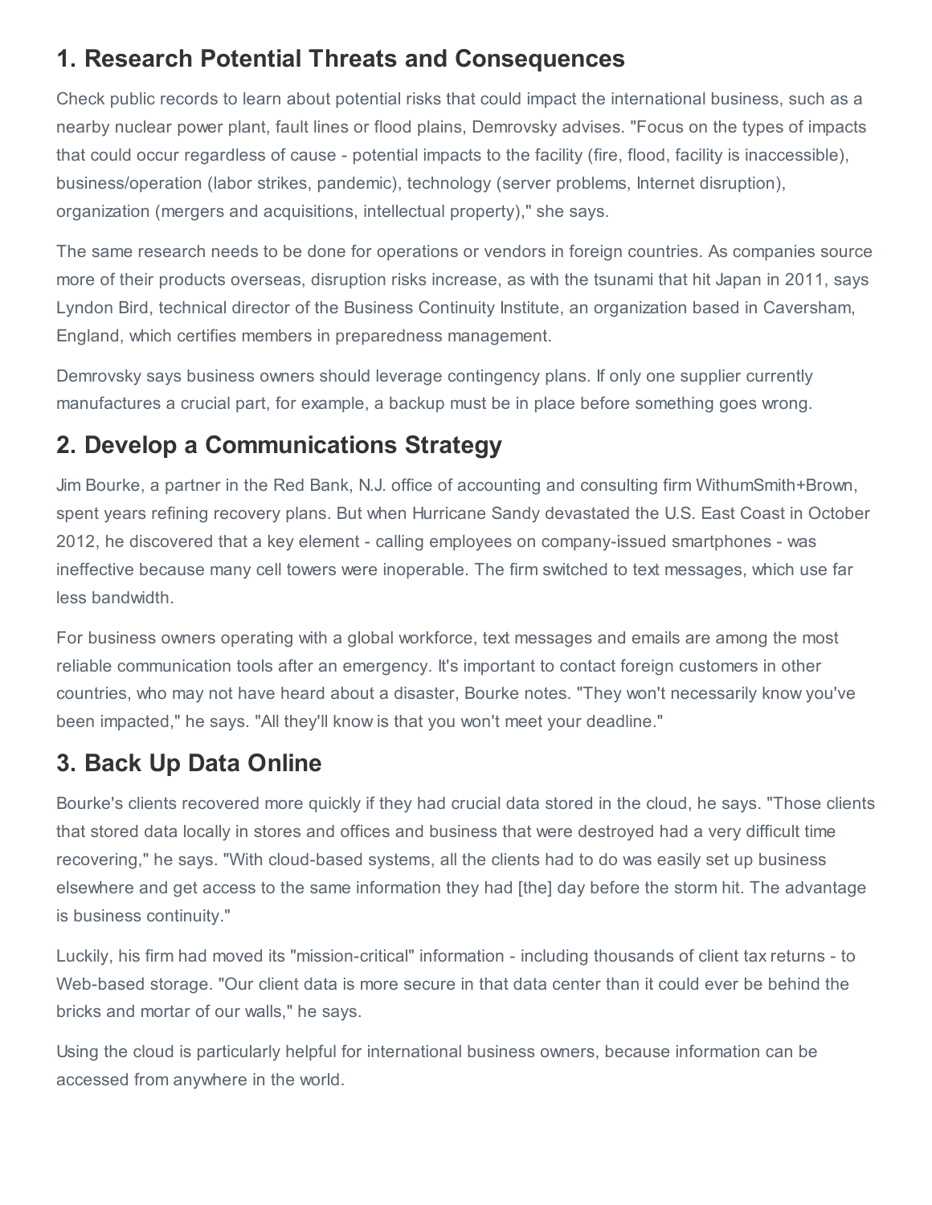## 1. Research Potential Threats and Consequences

Check public records to learn about potential risks that could impact the international business, such as a nearby nuclear power plant, fault lines or flood plains, Demrovsky advises. "Focus on the types of impacts that could occur regardless of cause - potential impacts to the facility (fire, flood, facility is inaccessible), business/operation (labor strikes, pandemic), technology (server problems, Internet disruption), organization (mergers and acquisitions, intellectual property)," she says.

The same research needs to be done for operations or vendors in foreign countries. As companies source more of their products overseas, disruption risks increase, as with the tsunami that hit Japan in 2011, says Lyndon Bird, technical director of the Business Continuity Institute, an organization based in Caversham, England, which certifies members in preparedness management.

Demrovsky says business owners should leverage contingency plans. If only one supplier currently manufactures a crucial part, for example, a backup must be in place before something goes wrong.

## 2. Develop a Communications Strategy

Jim Bourke, a partner in the Red Bank, N.J. office of accounting and consulting firm WithumSmith+Brown, spent years refining recovery plans. But when Hurricane Sandy devastated the U.S. East Coast in October 2012, he discovered that a key element - calling employees on company-issued smartphones - was ineffective because many cell towers were inoperable. The firm switched to text messages, which use far less bandwidth.

For business owners operating with a global workforce, text messages and emails are among the most reliable communication tools after an emergency. It's important to contact foreign customers in other countries, who may not have heard about a disaster, Bourke notes. "They won't necessarily know you've been impacted," he says. "All they'll know is that you won't meet your deadline."

## 3. Back Up Data Online

Bourke's clients recovered more quickly if they had crucial data stored in the cloud, he says. "Those clients that stored data locally in stores and offices and business that were destroyed had a very difficult time recovering," he says. "With cloud-based systems, all the clients had to do was easily set up business elsewhere and get access to the same information they had [the] day before the storm hit. The advantage is business continuity."

Luckily, his firm had moved its "mission-critical" information - including thousands of client tax returns - to Web-based storage. "Our client data is more secure in that data center than it could ever be behind the bricks and mortar of our walls," he says.

Using the cloud is particularly helpful for international business owners, because information can be accessed from anywhere in the world.